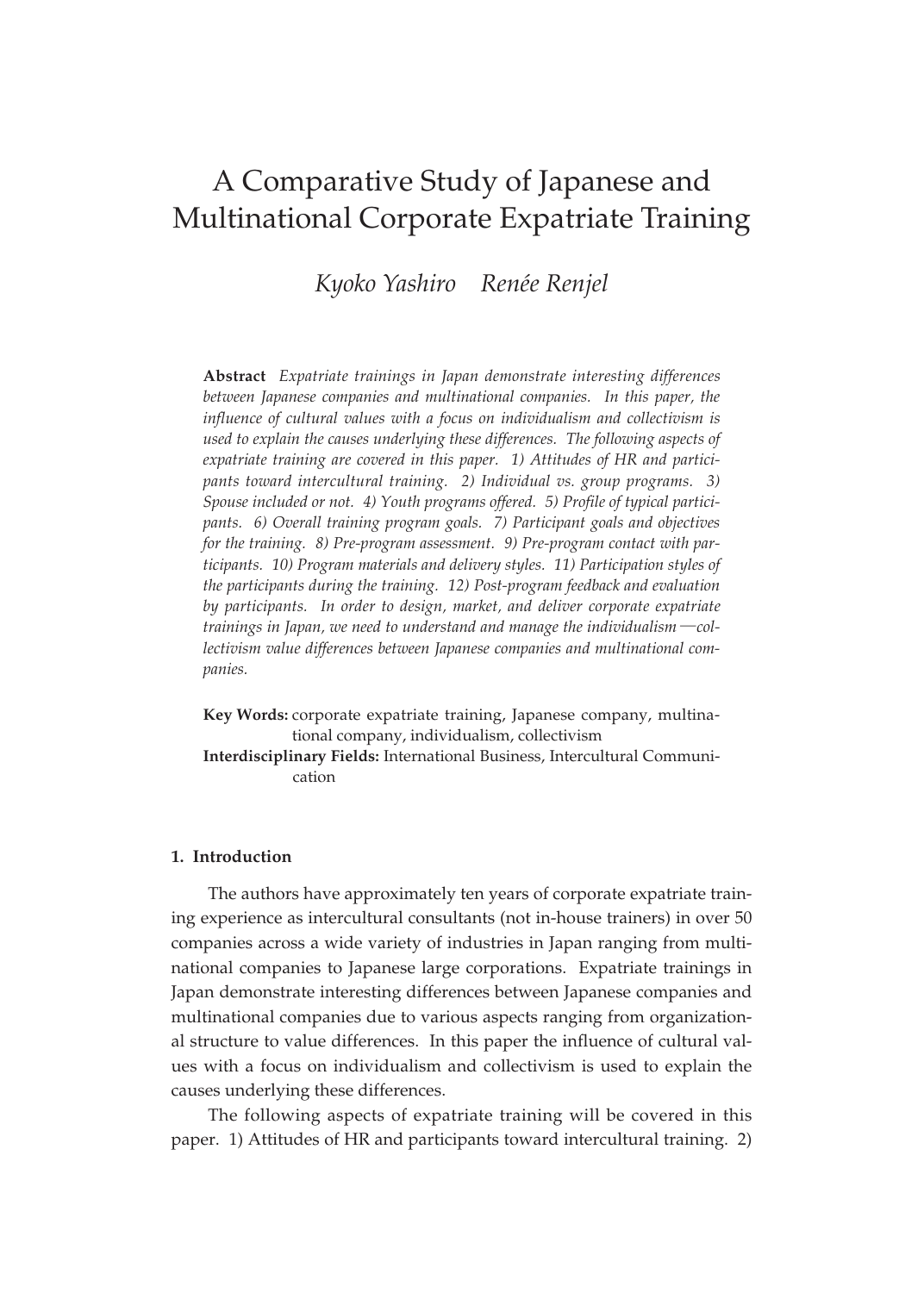# A Comparative Study of Japanese and Multinational Corporate Expatriate Training

*Kyoko Yashiro Renée Renjel*

**Abstract** *Expatriate trainings in Japan demonstrate interesting differences between Japanese companies and multinational companies. In this paper, the influence of cultural values with a focus on individualism and collectivism is used to explain the causes underlying these differences. The following aspects of expatriate training are covered in this paper. 1) Attitudes of HR and participants toward intercultural training. 2) Individual vs. group programs. 3) Spouse included or not. 4) Youth programs offered. 5) Profile of typical participants. 6) Overall training program goals. 7) Participant goals and objectives for the training. 8) Pre-program assessment. 9) Pre-program contact with participants. 10) Program materials and delivery styles. 11) Participation styles of the participants during the training. 12) Post-program feedback and evaluation by participants. In order to design, market, and deliver corporate expatriate trainings in Japan, we need to understand and manage the individualism—collectivism value differences between Japanese companies and multinational companies.*

**Key Words:** corporate expatriate training, Japanese company, multinational company, individualism, collectivism
**Interdisciplinary Fields:** International Business, Intercultural Communication

## 1. Introduction

The authors have approximately ten years of corporate expatriate training experience as intercultural consultants (not in-house trainers) in over 50 companies across a wide variety of industries in Japan ranging from multinational companies to Japanese large corporations. Expatriate trainings in Japan demonstrate interesting differences between Japanese companies and multinational companies due to various aspects ranging from organizational structure to value differences. In this paper the influence of cultural values with a focus on individualism and collectivism is used to explain the causes underlying these differences.

The following aspects of expatriate training will be covered in this paper. 1) Attitudes of HR and participants toward intercultural training. 2)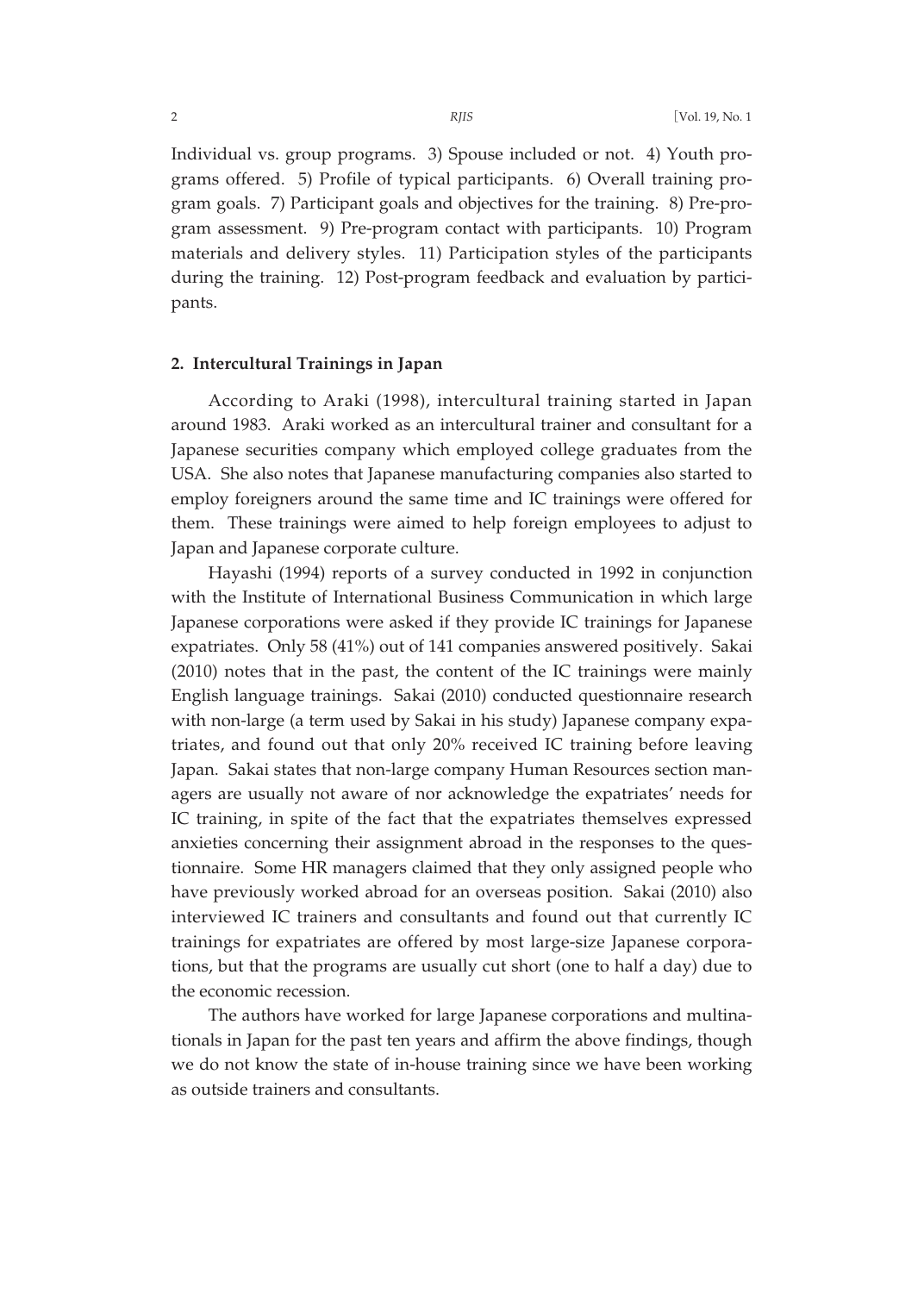Individual vs. group programs. 3) Spouse included or not. 4) Youth programs offered. 5) Profile of typical participants. 6) Overall training program goals. 7) Participant goals and objectives for the training. 8) Pre-program assessment. 9) Pre-program contact with participants. 10) Program materials and delivery styles. 11) Participation styles of the participants during the training. 12) Post-program feedback and evaluation by participants.

## 2. Intercultural Trainings in Japan

According to Araki (1998), intercultural training started in Japan around 1983. Araki worked as an intercultural trainer and consultant for a Japanese securities company which employed college graduates from the USA. She also notes that Japanese manufacturing companies also started to employ foreigners around the same time and IC trainings were offered for them. These trainings were aimed to help foreign employees to adjust to Japan and Japanese corporate culture.

Hayashi (1994) reports of a survey conducted in 1992 in conjunction with the Institute of International Business Communication in which large Japanese corporations were asked if they provide IC trainings for Japanese expatriates. Only 58 (41%) out of 141 companies answered positively. Sakai (2010) notes that in the past, the content of the IC trainings were mainly English language trainings. Sakai (2010) conducted questionnaire research with non-large (a term used by Sakai in his study) Japanese company expatriates, and found out that only 20% received IC training before leaving Japan. Sakai states that non-large company Human Resources section managers are usually not aware of nor acknowledge the expatriates' needs for IC training, in spite of the fact that the expatriates themselves expressed anxieties concerning their assignment abroad in the responses to the questionnaire. Some HR managers claimed that they only assigned people who have previously worked abroad for an overseas position. Sakai (2010) also interviewed IC trainers and consultants and found out that currently IC trainings for expatriates are offered by most large-size Japanese corporations, but that the programs are usually cut short (one to half a day) due to the economic recession.

The authors have worked for large Japanese corporations and multinationals in Japan for the past ten years and affirm the above findings, though we do not know the state of in-house training since we have been working as outside trainers and consultants.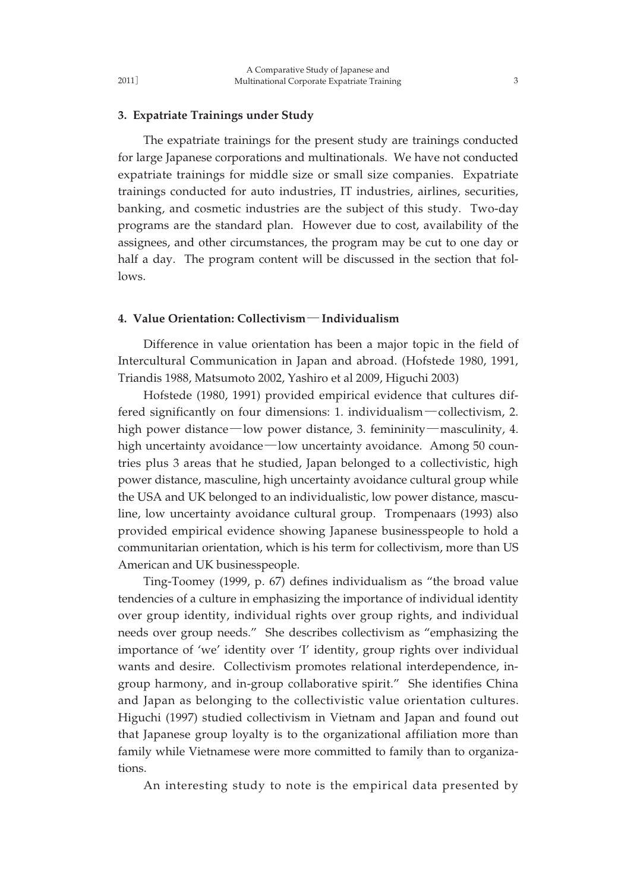### 3. Expatriate Trainings under Study

The expatriate trainings for the present study are trainings conducted for large Japanese corporations and multinationals. We have not conducted expatriate trainings for middle size or small size companies. Expatriate trainings conducted for auto industries, IT industries, airlines, securities, banking, and cosmetic industries are the subject of this study. Two-day programs are the standard plan. However due to cost, availability of the assignees, and other circumstances, the program may be cut to one day or half a day. The program content will be discussed in the section that follows.

### 4. Value Orientation: Collectivism—Individualism

Difference in value orientation has been a major topic in the field of Intercultural Communication in Japan and abroad. (Hofstede 1980, 1991, Triandis 1988, Matsumoto 2002, Yashiro et al 2009, Higuchi 2003)

Hofstede (1980, 1991) provided empirical evidence that cultures differed significantly on four dimensions: 1. individualism—collectivism, 2. high power distance—low power distance, 3. femininity—masculinity, 4. high uncertainty avoidance—low uncertainty avoidance. Among 50 countries plus 3 areas that he studied, Japan belonged to a collectivistic, high power distance, masculine, high uncertainty avoidance cultural group while the USA and UK belonged to an individualistic, low power distance, masculine, low uncertainty avoidance cultural group. Trompenaars (1993) also provided empirical evidence showing Japanese businesspeople to hold a communitarian orientation, which is his term for collectivism, more than US American and UK businesspeople.

Ting-Toomey (1999, p. 67) defines individualism as "the broad value tendencies of a culture in emphasizing the importance of individual identity over group identity, individual rights over group rights, and individual needs over group needs." She describes collectivism as "emphasizing the importance of 'we' identity over 'I' identity, group rights over individual wants and desire. Collectivism promotes relational interdependence, in-group harmony, and in-group collaborative spirit." She identifies China and Japan as belonging to the collectivistic value orientation cultures. Higuchi (1997) studied collectivism in Vietnam and Japan and found out that Japanese group loyalty is to the organizational affiliation more than family while Vietnamese were more committed to family than to organizations.

An interesting study to note is the empirical data presented by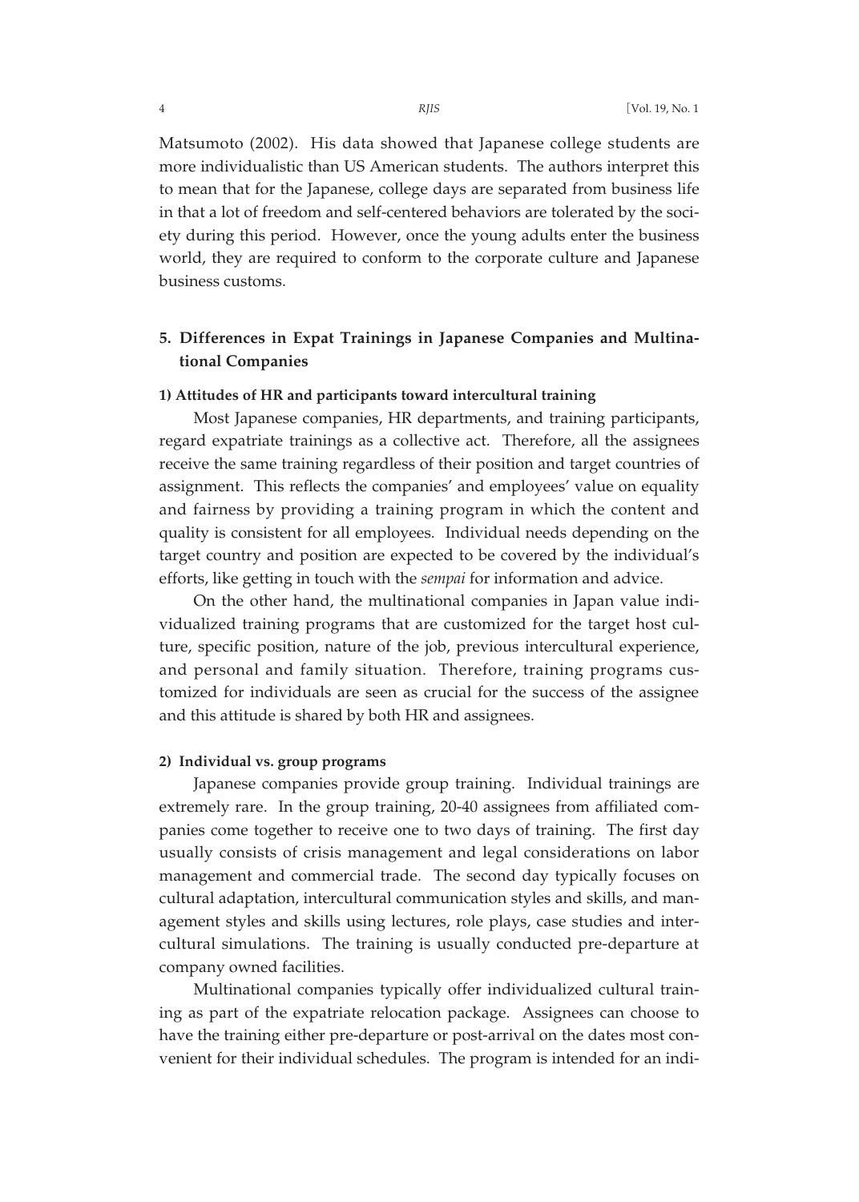Matsumoto (2002). His data showed that Japanese college students are more individualistic than US American students. The authors interpret this to mean that for the Japanese, college days are separated from business life in that a lot of freedom and self-centered behaviors are tolerated by the society during this period. However, once the young adults enter the business world, they are required to conform to the corporate culture and Japanese business customs.

## 5. Differences in Expat Trainings in Japanese Companies and Multinational Companies

### 1) Attitudes of HR and participants toward intercultural training

Most Japanese companies, HR departments, and training participants, regard expatriate trainings as a collective act. Therefore, all the assignees receive the same training regardless of their position and target countries of assignment. This reflects the companies' and employees' value on equality and fairness by providing a training program in which the content and quality is consistent for all employees. Individual needs depending on the target country and position are expected to be covered by the individual's efforts, like getting in touch with the *sempai* for information and advice.

On the other hand, the multinational companies in Japan value individualized training programs that are customized for the target host culture, specific position, nature of the job, previous intercultural experience, and personal and family situation. Therefore, training programs customized for individuals are seen as crucial for the success of the assignee and this attitude is shared by both HR and assignees.

### 2) Individual vs. group programs

Japanese companies provide group training. Individual trainings are extremely rare. In the group training, 20-40 assignees from affiliated companies come together to receive one to two days of training. The first day usually consists of crisis management and legal considerations on labor management and commercial trade. The second day typically focuses on cultural adaptation, intercultural communication styles and skills, and management styles and skills using lectures, role plays, case studies and intercultural simulations. The training is usually conducted pre-departure at company owned facilities.

Multinational companies typically offer individualized cultural training as part of the expatriate relocation package. Assignees can choose to have the training either pre-departure or post-arrival on the dates most convenient for their individual schedules. The program is intended for an indi-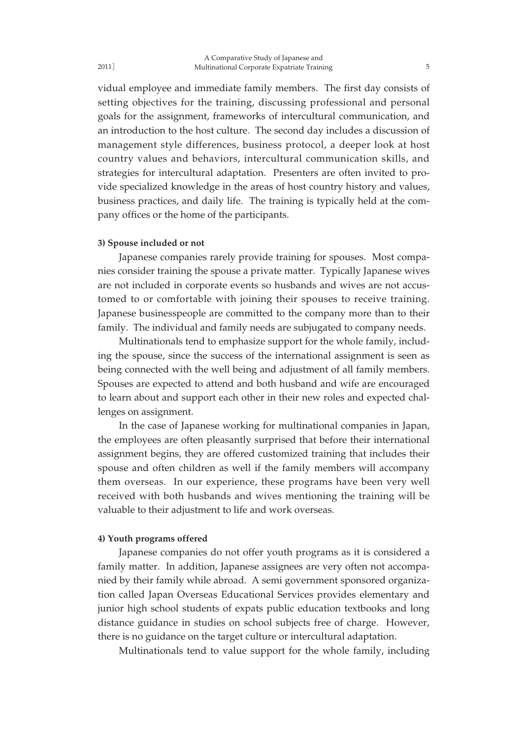vidual employee and immediate family members. The first day consists of setting objectives for the training, discussing professional and personal goals for the assignment, frameworks of intercultural communication, and an introduction to the host culture. The second day includes a discussion of management style differences, business protocol, a deeper look at host country values and behaviors, intercultural communication skills, and strategies for intercultural adaptation. Presenters are often invited to provide specialized knowledge in the areas of host country history and values, business practices, and daily life. The training is typically held at the company offices or the home of the participants.

**3) Spouse included or not**

Japanese companies rarely provide training for spouses. Most companies consider training the spouse a private matter. Typically Japanese wives are not included in corporate events so husbands and wives are not accustomed to or comfortable with joining their spouses to receive training. Japanese businesspeople are committed to the company more than to their family. The individual and family needs are subjugated to company needs.

Multinationals tend to emphasize support for the whole family, including the spouse, since the success of the international assignment is seen as being connected with the well being and adjustment of all family members. Spouses are expected to attend and both husband and wife are encouraged to learn about and support each other in their new roles and expected challenges on assignment.

In the case of Japanese working for multinational companies in Japan, the employees are often pleasantly surprised that before their international assignment begins, they are offered customized training that includes their spouse and often children as well if the family members will accompany them overseas. In our experience, these programs have been very well received with both husbands and wives mentioning the training will be valuable to their adjustment to life and work overseas.

**4) Youth programs offered**

Japanese companies do not offer youth programs as it is considered a family matter. In addition, Japanese assignees are very often not accompanied by their family while abroad. A semi government sponsored organization called Japan Overseas Educational Services provides elementary and junior high school students of expats public education textbooks and long distance guidance in studies on school subjects free of charge. However, there is no guidance on the target culture or intercultural adaptation.

Multinationals tend to value support for the whole family, including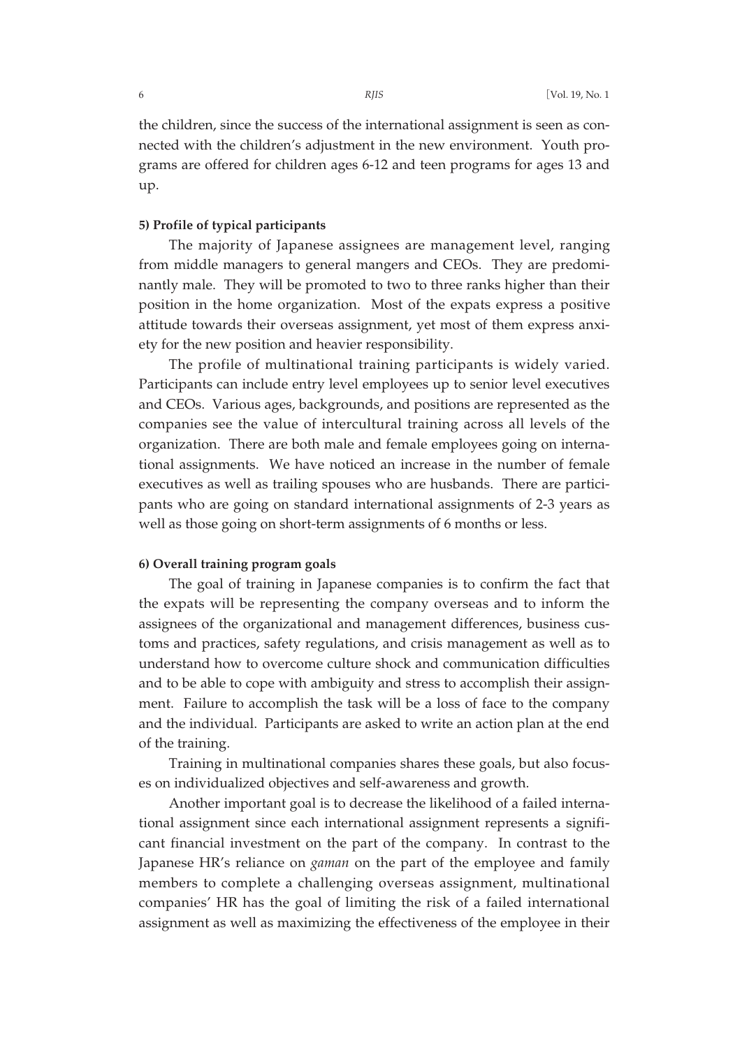the children, since the success of the international assignment is seen as connected with the children's adjustment in the new environment. Youth programs are offered for children ages 6-12 and teen programs for ages 13 and up.

**5) Profile of typical participants**

The majority of Japanese assignees are management level, ranging from middle managers to general mangers and CEOs. They are predominantly male. They will be promoted to two to three ranks higher than their position in the home organization. Most of the expats express a positive attitude towards their overseas assignment, yet most of them express anxiety for the new position and heavier responsibility.

The profile of multinational training participants is widely varied. Participants can include entry level employees up to senior level executives and CEOs. Various ages, backgrounds, and positions are represented as the companies see the value of intercultural training across all levels of the organization. There are both male and female employees going on international assignments. We have noticed an increase in the number of female executives as well as trailing spouses who are husbands. There are participants who are going on standard international assignments of 2-3 years as well as those going on short-term assignments of 6 months or less.

**6) Overall training program goals**

The goal of training in Japanese companies is to confirm the fact that the expats will be representing the company overseas and to inform the assignees of the organizational and management differences, business customs and practices, safety regulations, and crisis management as well as to understand how to overcome culture shock and communication difficulties and to be able to cope with ambiguity and stress to accomplish their assignment. Failure to accomplish the task will be a loss of face to the company and the individual. Participants are asked to write an action plan at the end of the training.

Training in multinational companies shares these goals, but also focuses on individualized objectives and self-awareness and growth.

Another important goal is to decrease the likelihood of a failed international assignment since each international assignment represents a significant financial investment on the part of the company. In contrast to the Japanese HR's reliance on *gaman* on the part of the employee and family members to complete a challenging overseas assignment, multinational companies' HR has the goal of limiting the risk of a failed international assignment as well as maximizing the effectiveness of the employee in their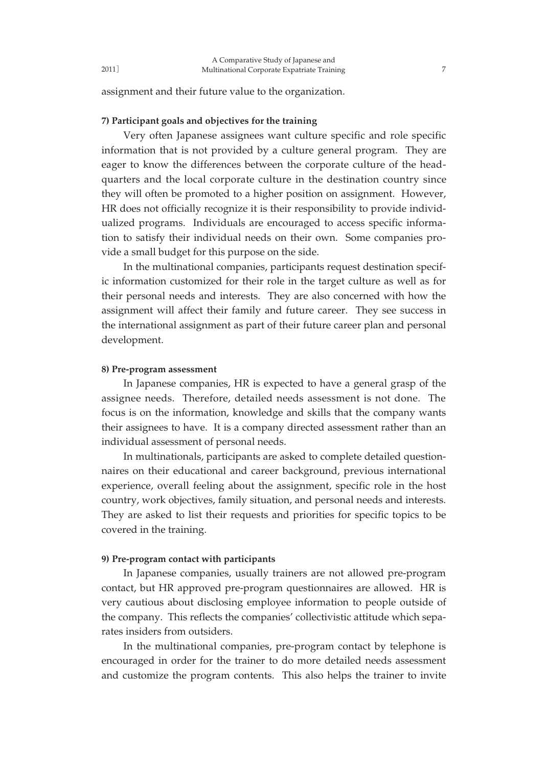assignment and their future value to the organization.

**7) Participant goals and objectives for the training**

Very often Japanese assignees want culture specific and role specific information that is not provided by a culture general program. They are eager to know the differences between the corporate culture of the headquarters and the local corporate culture in the destination country since they will often be promoted to a higher position on assignment. However, HR does not officially recognize it is their responsibility to provide individualized programs. Individuals are encouraged to access specific information to satisfy their individual needs on their own. Some companies provide a small budget for this purpose on the side.

In the multinational companies, participants request destination specific information customized for their role in the target culture as well as for their personal needs and interests. They are also concerned with how the assignment will affect their family and future career. They see success in the international assignment as part of their future career plan and personal development.

**8) Pre-program assessment**

In Japanese companies, HR is expected to have a general grasp of the assignee needs. Therefore, detailed needs assessment is not done. The focus is on the information, knowledge and skills that the company wants their assignees to have. It is a company directed assessment rather than an individual assessment of personal needs.

In multinationals, participants are asked to complete detailed questionnaires on their educational and career background, previous international experience, overall feeling about the assignment, specific role in the host country, work objectives, family situation, and personal needs and interests. They are asked to list their requests and priorities for specific topics to be covered in the training.

**9) Pre-program contact with participants**

In Japanese companies, usually trainers are not allowed pre-program contact, but HR approved pre-program questionnaires are allowed. HR is very cautious about disclosing employee information to people outside of the company. This reflects the companies' collectivistic attitude which separates insiders from outsiders.

In the multinational companies, pre-program contact by telephone is encouraged in order for the trainer to do more detailed needs assessment and customize the program contents. This also helps the trainer to invite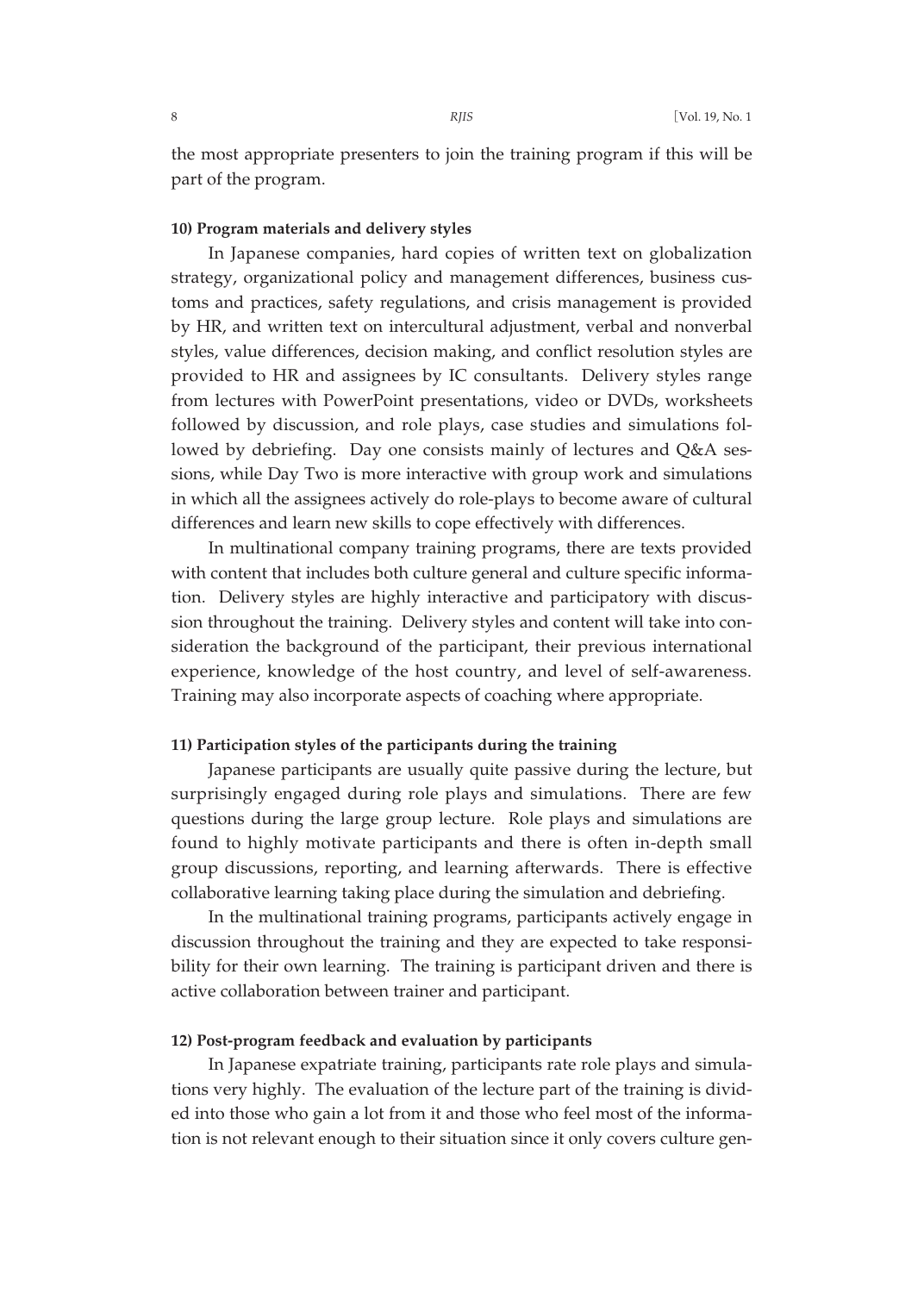the most appropriate presenters to join the training program if this will be part of the program.

#### 10) Program materials and delivery styles

In Japanese companies, hard copies of written text on globalization strategy, organizational policy and management differences, business customs and practices, safety regulations, and crisis management is provided by HR, and written text on intercultural adjustment, verbal and nonverbal styles, value differences, decision making, and conflict resolution styles are provided to HR and assignees by IC consultants. Delivery styles range from lectures with PowerPoint presentations, video or DVDs, worksheets followed by discussion, and role plays, case studies and simulations followed by debriefing. Day one consists mainly of lectures and Q&A sessions, while Day Two is more interactive with group work and simulations in which all the assignees actively do role-plays to become aware of cultural differences and learn new skills to cope effectively with differences.

In multinational company training programs, there are texts provided with content that includes both culture general and culture specific information. Delivery styles are highly interactive and participatory with discussion throughout the training. Delivery styles and content will take into consideration the background of the participant, their previous international experience, knowledge of the host country, and level of self-awareness. Training may also incorporate aspects of coaching where appropriate.

#### 11) Participation styles of the participants during the training

Japanese participants are usually quite passive during the lecture, but surprisingly engaged during role plays and simulations. There are few questions during the large group lecture. Role plays and simulations are found to highly motivate participants and there is often in-depth small group discussions, reporting, and learning afterwards. There is effective collaborative learning taking place during the simulation and debriefing.

In the multinational training programs, participants actively engage in discussion throughout the training and they are expected to take responsibility for their own learning. The training is participant driven and there is active collaboration between trainer and participant.

#### 12) Post-program feedback and evaluation by participants

In Japanese expatriate training, participants rate role plays and simulations very highly. The evaluation of the lecture part of the training is divided into those who gain a lot from it and those who feel most of the information is not relevant enough to their situation since it only covers culture gen-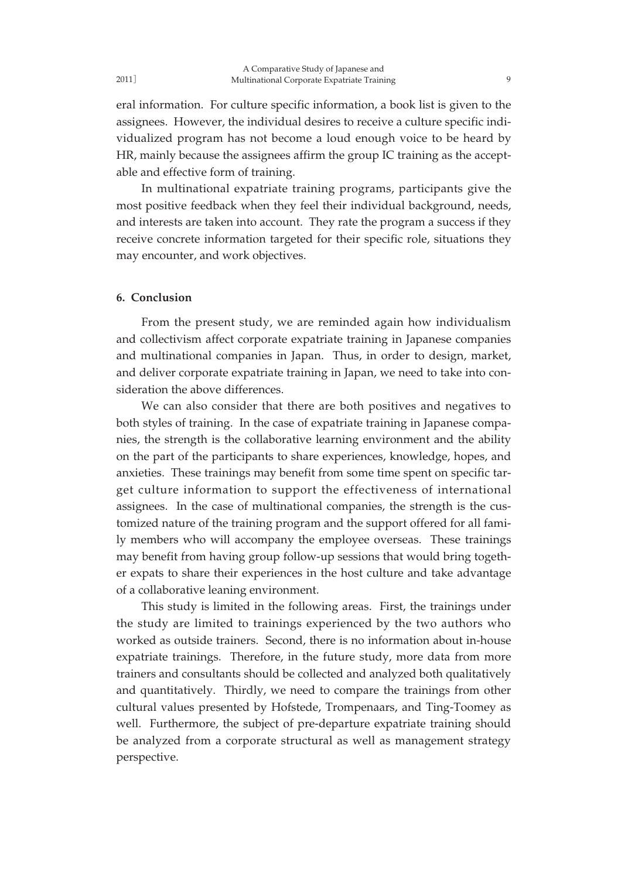eral information. For culture specific information, a book list is given to the assignees. However, the individual desires to receive a culture specific individualized program has not become a loud enough voice to be heard by HR, mainly because the assignees affirm the group IC training as the acceptable and effective form of training.

In multinational expatriate training programs, participants give the most positive feedback when they feel their individual background, needs, and interests are taken into account. They rate the program a success if they receive concrete information targeted for their specific role, situations they may encounter, and work objectives.

## 6. Conclusion

From the present study, we are reminded again how individualism and collectivism affect corporate expatriate training in Japanese companies and multinational companies in Japan. Thus, in order to design, market, and deliver corporate expatriate training in Japan, we need to take into consideration the above differences.

We can also consider that there are both positives and negatives to both styles of training. In the case of expatriate training in Japanese companies, the strength is the collaborative learning environment and the ability on the part of the participants to share experiences, knowledge, hopes, and anxieties. These trainings may benefit from some time spent on specific target culture information to support the effectiveness of international assignees. In the case of multinational companies, the strength is the customized nature of the training program and the support offered for all family members who will accompany the employee overseas. These trainings may benefit from having group follow-up sessions that would bring together expats to share their experiences in the host culture and take advantage of a collaborative leaning environment.

This study is limited in the following areas. First, the trainings under the study are limited to trainings experienced by the two authors who worked as outside trainers. Second, there is no information about in-house expatriate trainings. Therefore, in the future study, more data from more trainers and consultants should be collected and analyzed both qualitatively and quantitatively. Thirdly, we need to compare the trainings from other cultural values presented by Hofstede, Trompenaars, and Ting-Toomey as well. Furthermore, the subject of pre-departure expatriate training should be analyzed from a corporate structural as well as management strategy perspective.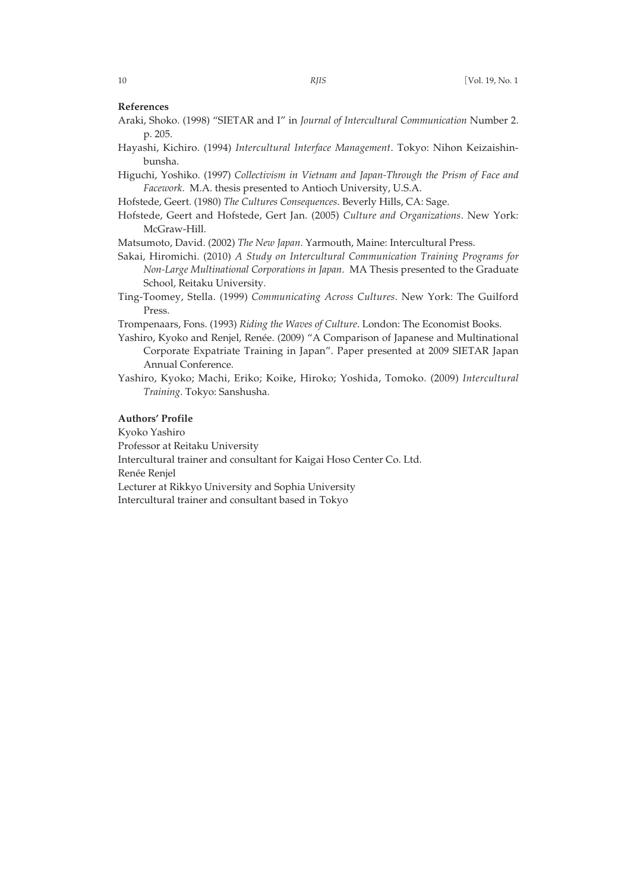**References**

Araki, Shoko. (1998) "SIETAR and I" in *Journal of Intercultural Communication* Number 2. p. 205.

Hayashi, Kichiro. (1994) *Intercultural Interface Management*. Tokyo: Nihon Keizaishinbunsha.

Higuchi, Yoshiko. (1997) *Collectivism in Vietnam and Japan-Through the Prism of Face and Facework*. M.A. thesis presented to Antioch University, U.S.A.

Hofstede, Geert. (1980) *The Cultures Consequences*. Beverly Hills, CA: Sage.

Hofstede, Geert and Hofstede, Gert Jan. (2005) *Culture and Organizations*. New York: McGraw-Hill.

Matsumoto, David. (2002) *The New Japan*. Yarmouth, Maine: Intercultural Press.

Sakai, Hiromichi. (2010) *A Study on Intercultural Communication Training Programs for Non-Large Multinational Corporations in Japan*. MA Thesis presented to the Graduate School, Reitaku University.

Ting-Toomey, Stella. (1999) *Communicating Across Cultures*. New York: The Guilford Press.

Trompenaars, Fons. (1993) *Riding the Waves of Culture*. London: The Economist Books.

Yashiro, Kyoko and Renjel, Renée. (2009) "A Comparison of Japanese and Multinational Corporate Expatriate Training in Japan". Paper presented at 2009 SIETAR Japan Annual Conference.

Yashiro, Kyoko; Machi, Eriko; Koike, Hiroko; Yoshida, Tomoko. (2009) *Intercultural Training*. Tokyo: Sanshusha.

**Authors' Profile**

Kyoko Yashiro

Professor at Reitaku University

Intercultural trainer and consultant for Kaigai Hoso Center Co. Ltd.

Renée Renjel

Lecturer at Rikkyo University and Sophia University

Intercultural trainer and consultant based in Tokyo